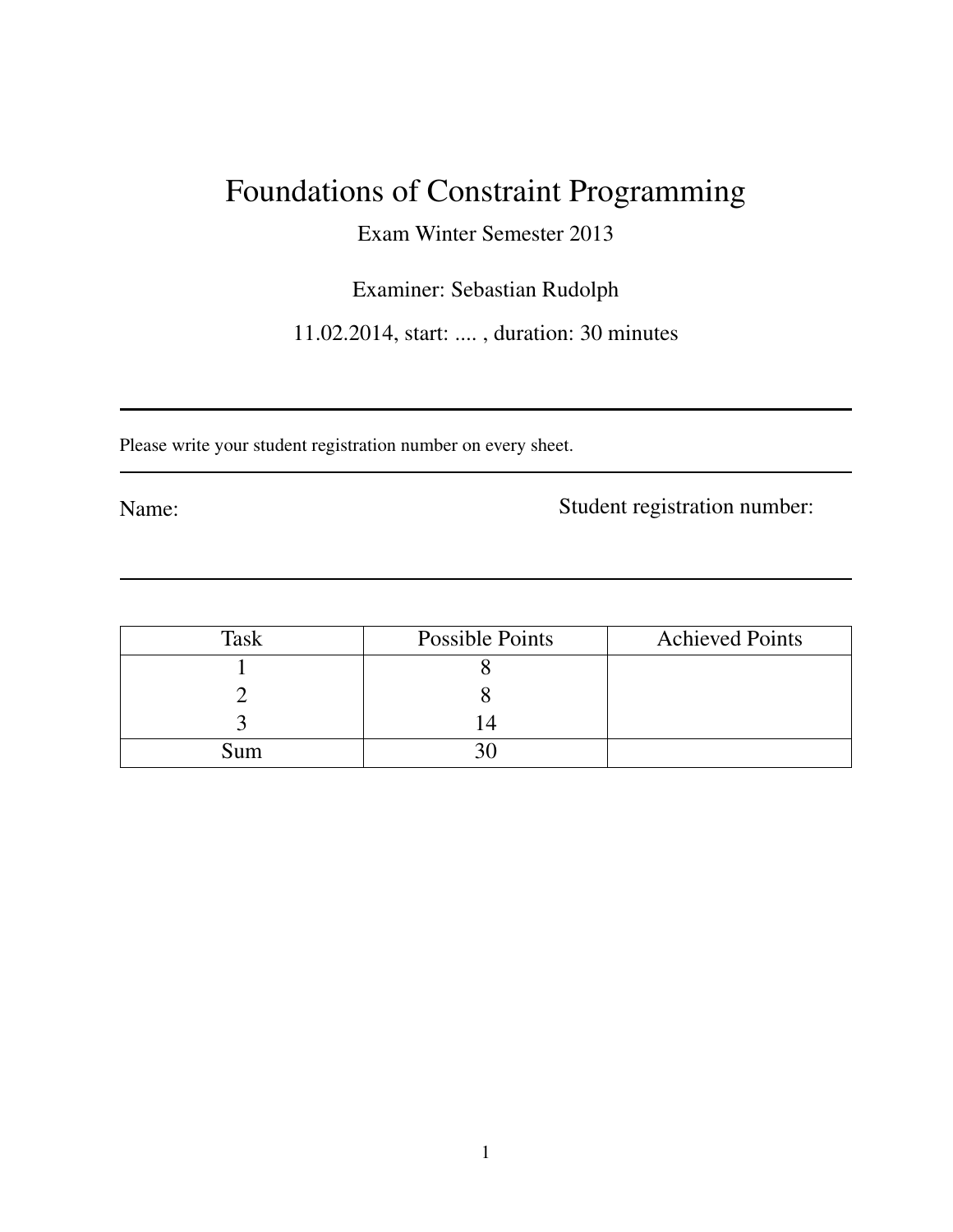# Foundations of Constraint Programming

Exam Winter Semester 2013

Examiner: Sebastian Rudolph

11.02.2014, start: .... , duration: 30 minutes

---

Please write your student registration number on every sheet.

---

Name: Student registration number:

---

| Task | Possible Points | Achieved Points |
|---|---|---|
| 1 | 8 | |
| 2 | 8 | |
| 3 | 14 | |
| Sum | 30 | |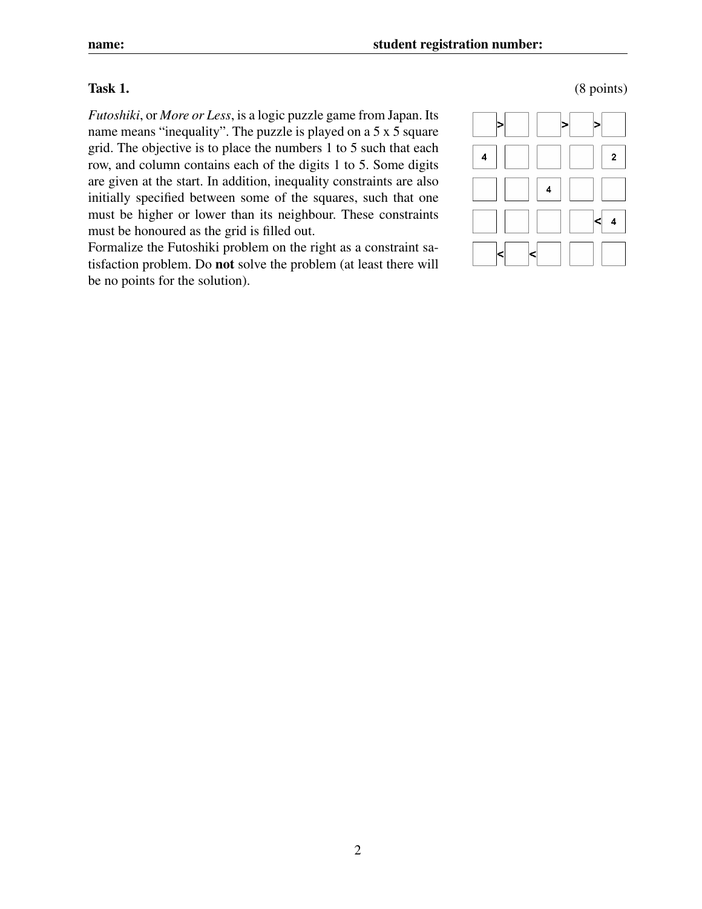**Task 1.** (8 points)

*Futoshiki*, or *More or Less*, is a logic puzzle game from Japan. Its name means "inequality". The puzzle is played on a 5 x 5 square grid. The objective is to place the numbers 1 to 5 such that each row, and column contains each of the digits 1 to 5. Some digits are given at the start. In addition, inequality constraints are also initially specified between some of the squares, such that one must be higher or lower than its neighbour. These constraints must be honoured as the grid is filled out.

Formalize the Futoshiki problem on the right as a constraint satisfaction problem. Do **not** solve the problem (at least there will be no points for the solution).

| | | | | | | | | |
|---|---|---|---|---|---|---|---|---|
| | > | | | | > | | > | |
| 4 | | | | | | | | 2 |
| | | | | 4 | | | | |
| | | | | | | | < | 4 |
| | < | | < | | | | | |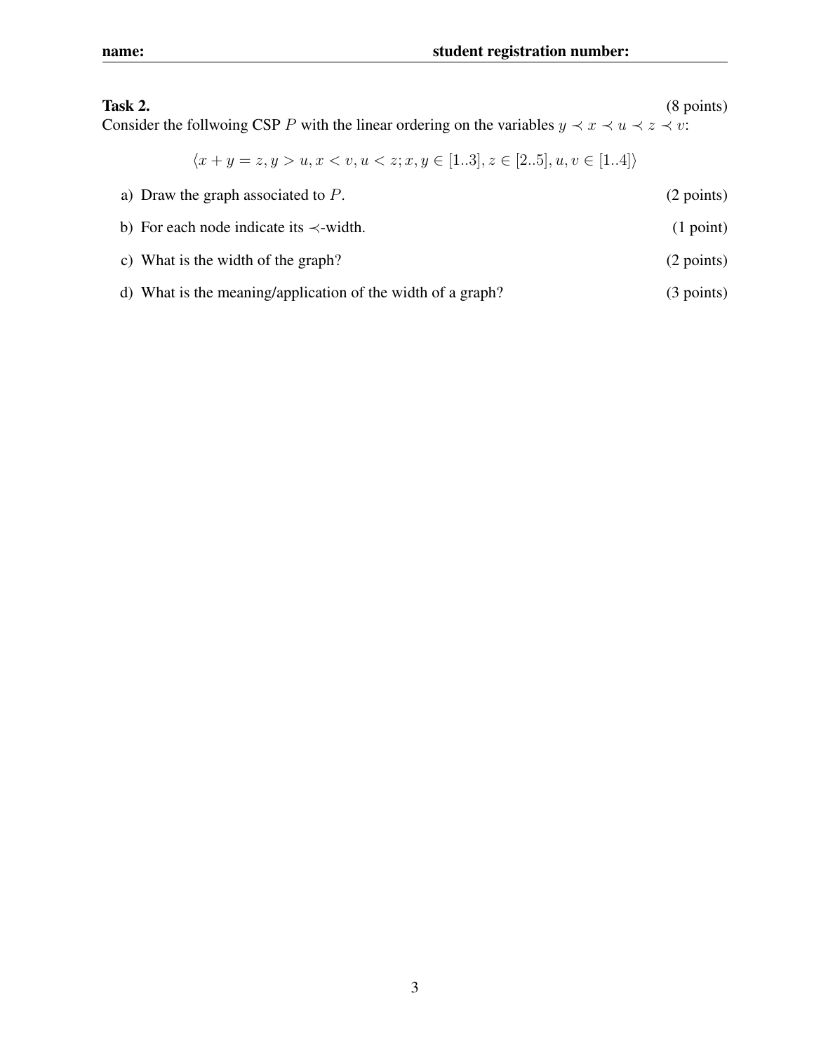**Task 2.** (8 points)

Consider the follwoing CSP $P$ with the linear ordering on the variables $y \prec x \prec u \prec z \prec v$:

$$\langle x + y = z, y > u, x < v, u < z; x, y \in [1..3], z \in [2..5], u, v \in [1..4] \rangle$$

a) Draw the graph associated to $P$. (2 points)

b) For each node indicate its $\prec$-width. (1 point)

c) What is the width of the graph? (2 points)

d) What is the meaning/application of the width of a graph? (3 points)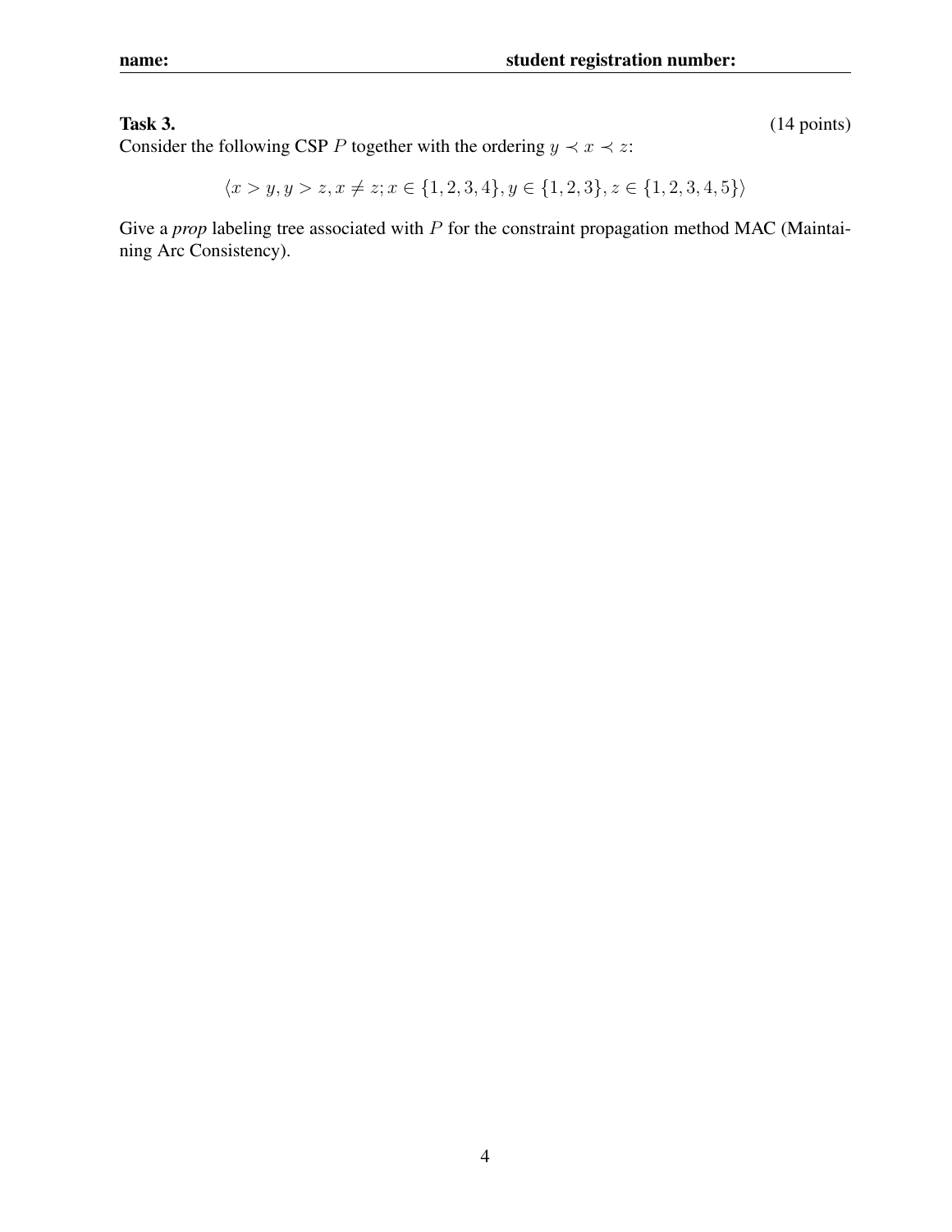**name:** **student registration number:**

**Task 3.** (14 points)

Consider the following CSP $P$ together with the ordering $y \prec x \prec z$:

$$\langle x > y, y > z, x \neq z; x \in \{1, 2, 3, 4\}, y \in \{1, 2, 3\}, z \in \{1, 2, 3, 4, 5\}\rangle$$

Give a *prop* labeling tree associated with $P$ for the constraint propagation method MAC (Maintaining Arc Consistency).